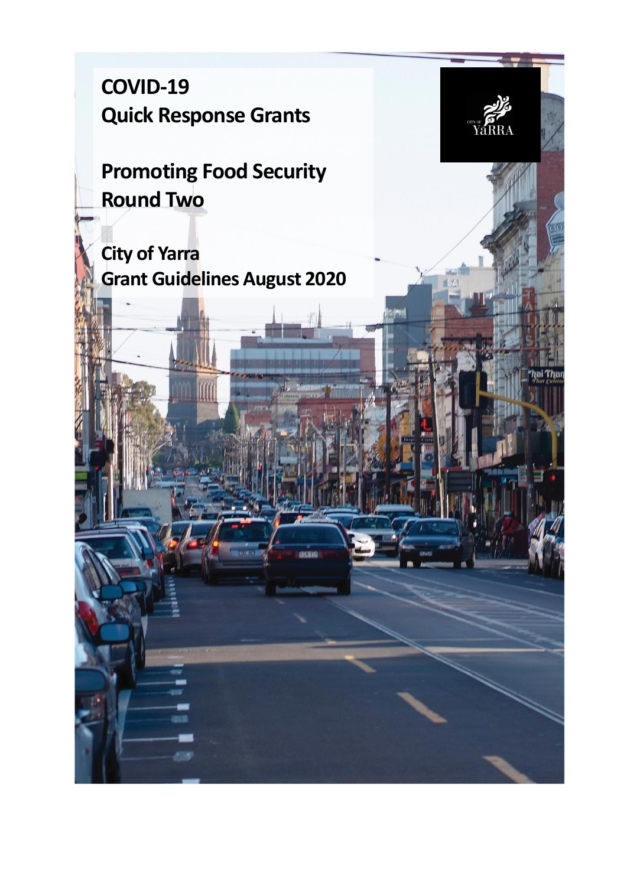# COVID-19
# Quick Response Grants

# Promoting Food Security
# Round Two

## City of Yarra
## Grant Guidelines August 2020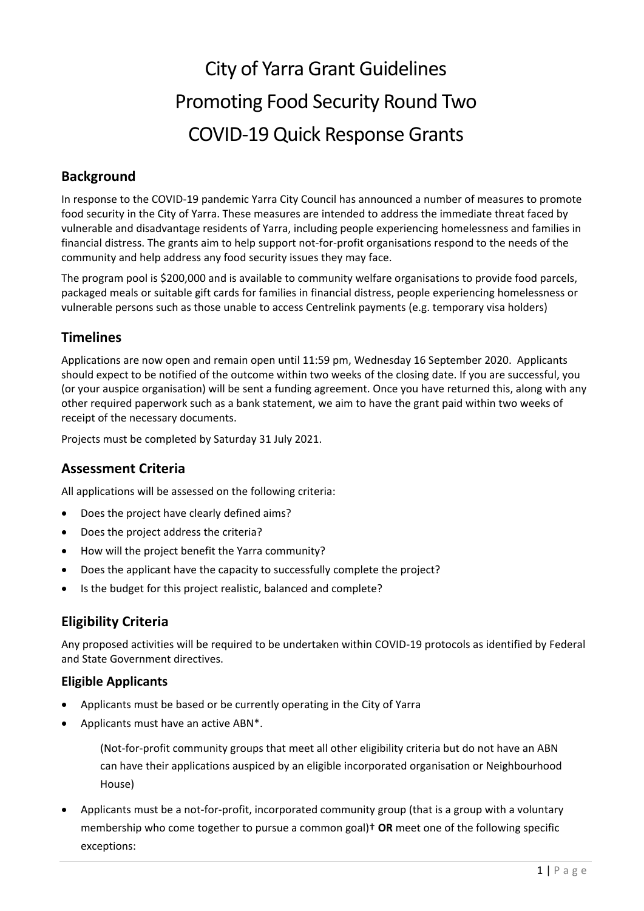# City of Yarra Grant Guidelines
# Promoting Food Security Round Two
# COVID-19 Quick Response Grants

## Background

In response to the COVID-19 pandemic Yarra City Council has announced a number of measures to promote food security in the City of Yarra. These measures are intended to address the immediate threat faced by vulnerable and disadvantage residents of Yarra, including people experiencing homelessness and families in financial distress. The grants aim to help support not-for-profit organisations respond to the needs of the community and help address any food security issues they may face.

The program pool is $200,000 and is available to community welfare organisations to provide food parcels, packaged meals or suitable gift cards for families in financial distress, people experiencing homelessness or vulnerable persons such as those unable to access Centrelink payments (e.g. temporary visa holders)

## Timelines

Applications are now open and remain open until 11:59 pm, Wednesday 16 September 2020. Applicants should expect to be notified of the outcome within two weeks of the closing date. If you are successful, you (or your auspice organisation) will be sent a funding agreement. Once you have returned this, along with any other required paperwork such as a bank statement, we aim to have the grant paid within two weeks of receipt of the necessary documents.

Projects must be completed by Saturday 31 July 2021.

## Assessment Criteria

All applications will be assessed on the following criteria:

- Does the project have clearly defined aims?
- Does the project address the criteria?
- How will the project benefit the Yarra community?
- Does the applicant have the capacity to successfully complete the project?
- Is the budget for this project realistic, balanced and complete?

## Eligibility Criteria

Any proposed activities will be required to be undertaken within COVID-19 protocols as identified by Federal and State Government directives.

### Eligible Applicants

- Applicants must be based or be currently operating in the City of Yarra
- Applicants must have an active ABN*.

  (Not-for-profit community groups that meet all other eligibility criteria but do not have an ABN can have their applications auspiced by an eligible incorporated organisation or Neighbourhood House)

- Applicants must be a not-for-profit, incorporated community group (that is a group with a voluntary membership who come together to pursue a common goal)† **OR** meet one of the following specific exceptions: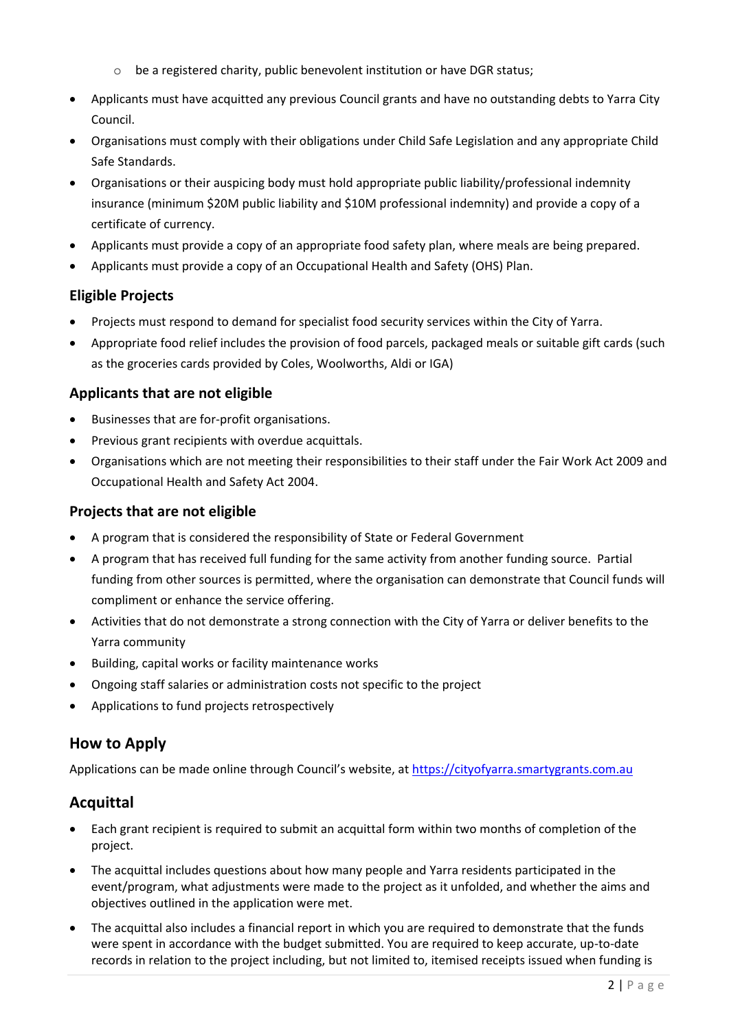- be a registered charity, public benevolent institution or have DGR status;

- Applicants must have acquitted any previous Council grants and have no outstanding debts to Yarra City Council.
- Organisations must comply with their obligations under Child Safe Legislation and any appropriate Child Safe Standards.
- Organisations or their auspicing body must hold appropriate public liability/professional indemnity insurance (minimum $20M public liability and $10M professional indemnity) and provide a copy of a certificate of currency.
- Applicants must provide a copy of an appropriate food safety plan, where meals are being prepared.
- Applicants must provide a copy of an Occupational Health and Safety (OHS) Plan.

### Eligible Projects

- Projects must respond to demand for specialist food security services within the City of Yarra.
- Appropriate food relief includes the provision of food parcels, packaged meals or suitable gift cards (such as the groceries cards provided by Coles, Woolworths, Aldi or IGA)

### Applicants that are not eligible

- Businesses that are for-profit organisations.
- Previous grant recipients with overdue acquittals.
- Organisations which are not meeting their responsibilities to their staff under the Fair Work Act 2009 and Occupational Health and Safety Act 2004.

### Projects that are not eligible

- A program that is considered the responsibility of State or Federal Government
- A program that has received full funding for the same activity from another funding source. Partial funding from other sources is permitted, where the organisation can demonstrate that Council funds will compliment or enhance the service offering.
- Activities that do not demonstrate a strong connection with the City of Yarra or deliver benefits to the Yarra community
- Building, capital works or facility maintenance works
- Ongoing staff salaries or administration costs not specific to the project
- Applications to fund projects retrospectively

## How to Apply

Applications can be made online through Council's website, at https://cityofyarra.smartygrants.com.au

## Acquittal

- Each grant recipient is required to submit an acquittal form within two months of completion of the project.
- The acquittal includes questions about how many people and Yarra residents participated in the event/program, what adjustments were made to the project as it unfolded, and whether the aims and objectives outlined in the application were met.
- The acquittal also includes a financial report in which you are required to demonstrate that the funds were spent in accordance with the budget submitted. You are required to keep accurate, up-to-date records in relation to the project including, but not limited to, itemised receipts issued when funding is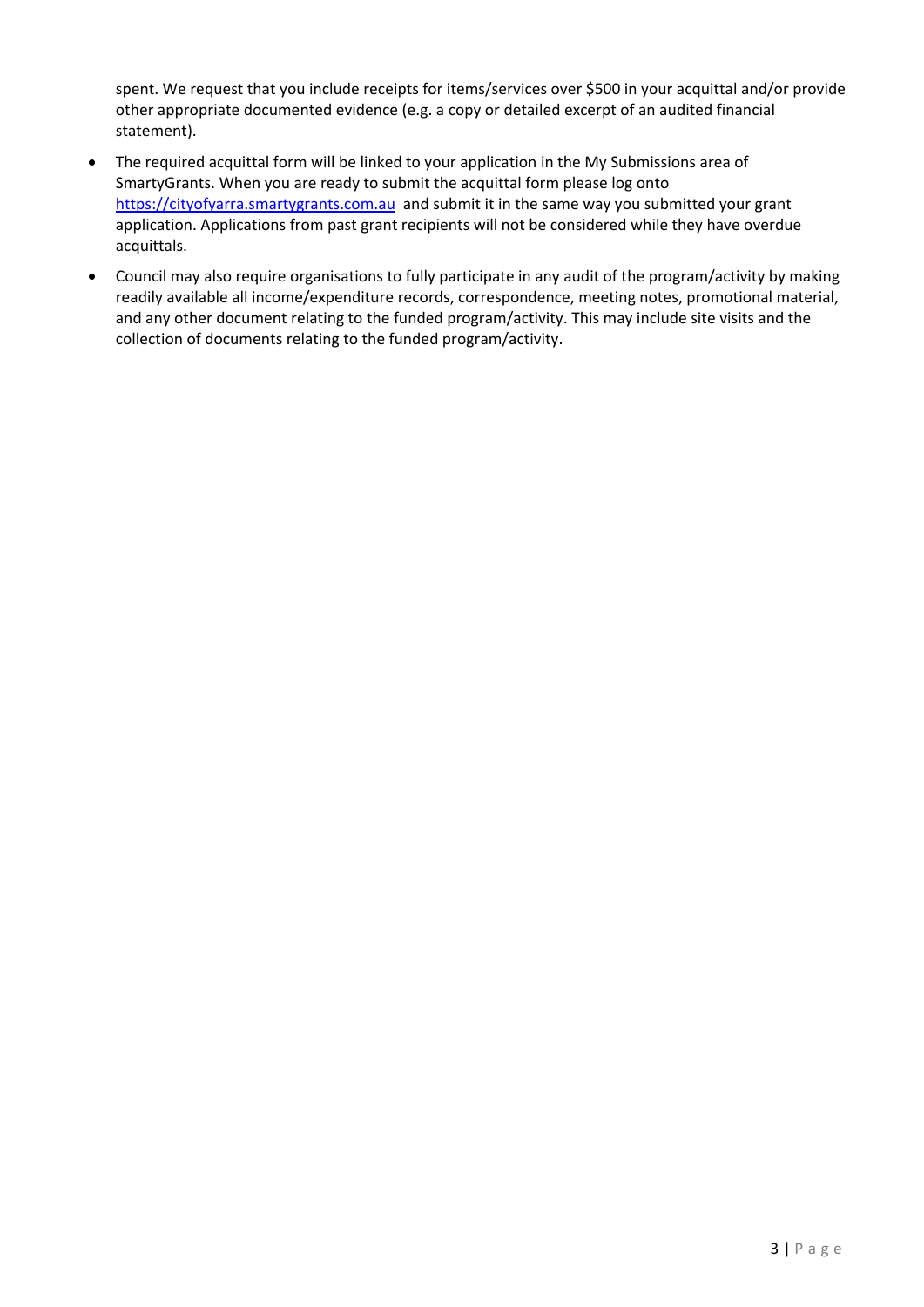spent. We request that you include receipts for items/services over $500 in your acquittal and/or provide other appropriate documented evidence (e.g. a copy or detailed excerpt of an audited financial statement).

- The required acquittal form will be linked to your application in the My Submissions area of SmartyGrants. When you are ready to submit the acquittal form please log onto [https://cityofyarra.smartygrants.com.au](https://cityofyarra.smartygrants.com.au) and submit it in the same way you submitted your grant application. Applications from past grant recipients will not be considered while they have overdue acquittals.
- Council may also require organisations to fully participate in any audit of the program/activity by making readily available all income/expenditure records, correspondence, meeting notes, promotional material, and any other document relating to the funded program/activity. This may include site visits and the collection of documents relating to the funded program/activity.